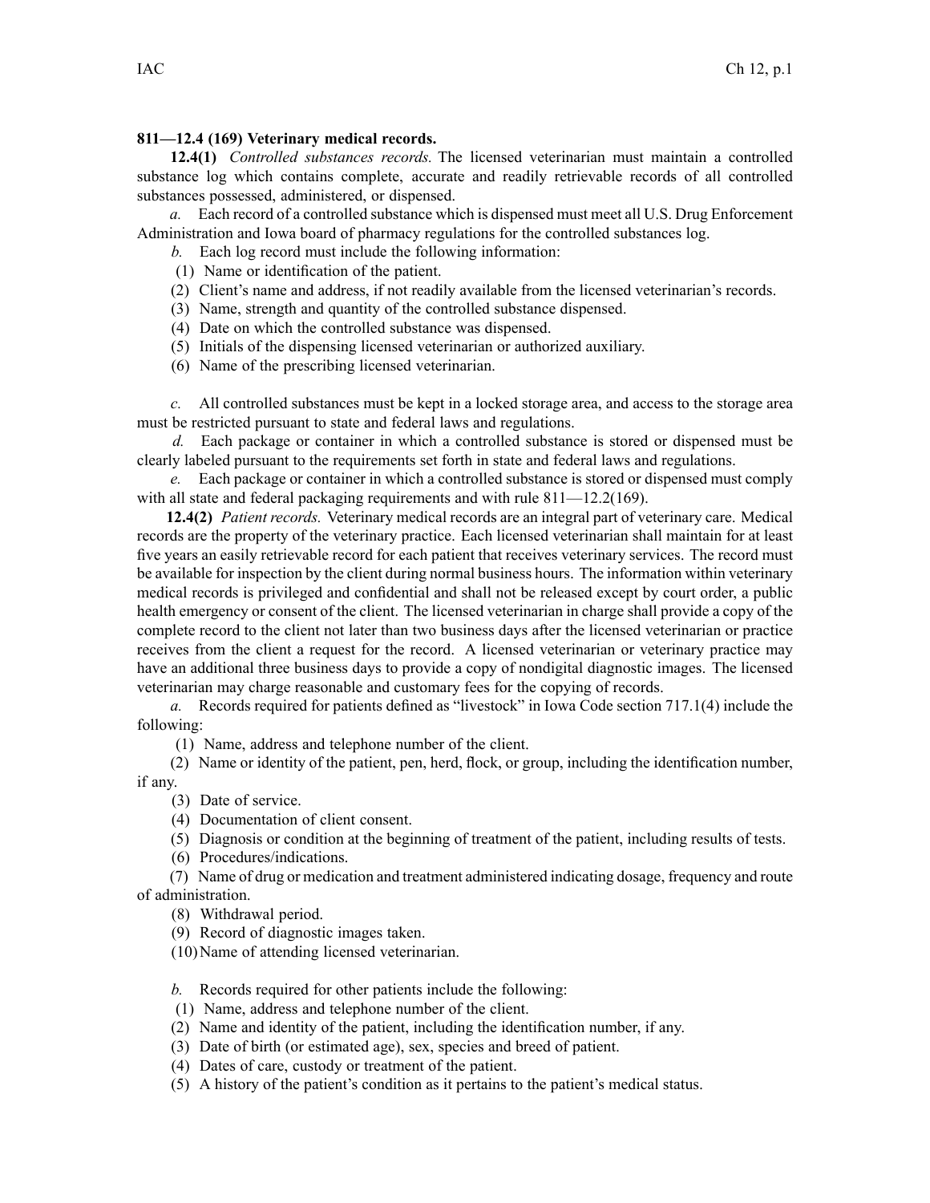**811—12.4 (169) Veterinary medical records.**

**12.4(1)** *Controlled substances records.* The licensed veterinarian must maintain a controlled substance log which contains complete, accurate and readily retrievable records of all controlled substances possessed, administered, or dispensed.

*a.* Each record of a controlled substance which is dispensed must meet all U.S. Drug Enforcement Administration and Iowa board of pharmacy regulations for the controlled substances log.

*b.* Each log record must include the following information:

(1) Name or identification of the patient.

(2) Client's name and address, if not readily available from the licensed veterinarian's records.

(3) Name, strength and quantity of the controlled substance dispensed.

(4) Date on which the controlled substance was dispensed.

(5) Initials of the dispensing licensed veterinarian or authorized auxiliary.

(6) Name of the prescribing licensed veterinarian.

*c.* All controlled substances must be kept in a locked storage area, and access to the storage area must be restricted pursuant to state and federal laws and regulations.

*d.* Each package or container in which a controlled substance is stored or dispensed must be clearly labeled pursuant to the requirements set forth in state and federal laws and regulations.

*e.* Each package or container in which a controlled substance is stored or dispensed must comply with all state and federal packaging requirements and with rule 811—12.2(169).

**12.4(2)** *Patient records.* Veterinary medical records are an integral part of veterinary care. Medical records are the property of the veterinary practice. Each licensed veterinarian shall maintain for at least five years an easily retrievable record for each patient that receives veterinary services. The record must be available for inspection by the client during normal business hours. The information within veterinary medical records is privileged and confidential and shall not be released except by court order, a public health emergency or consent of the client. The licensed veterinarian in charge shall provide a copy of the complete record to the client not later than two business days after the licensed veterinarian or practice receives from the client a request for the record. A licensed veterinarian or veterinary practice may have an additional three business days to provide a copy of nondigital diagnostic images. The licensed veterinarian may charge reasonable and customary fees for the copying of records.

*a.* Records required for patients defined as "livestock" in Iowa Code section 717.1(4) include the following:

(1) Name, address and telephone number of the client.

(2) Name or identity of the patient, pen, herd, flock, or group, including the identification number, if any.

(3) Date of service.

(4) Documentation of client consent.

(5) Diagnosis or condition at the beginning of treatment of the patient, including results of tests.

(6) Procedures/indications.

(7) Name of drug or medication and treatment administered indicating dosage, frequency and route of administration.

(8) Withdrawal period.

(9) Record of diagnostic images taken.

(10) Name of attending licensed veterinarian.

*b.* Records required for other patients include the following:

(1) Name, address and telephone number of the client.

(2) Name and identity of the patient, including the identification number, if any.

(3) Date of birth (or estimated age), sex, species and breed of patient.

(4) Dates of care, custody or treatment of the patient.

(5) A history of the patient's condition as it pertains to the patient's medical status.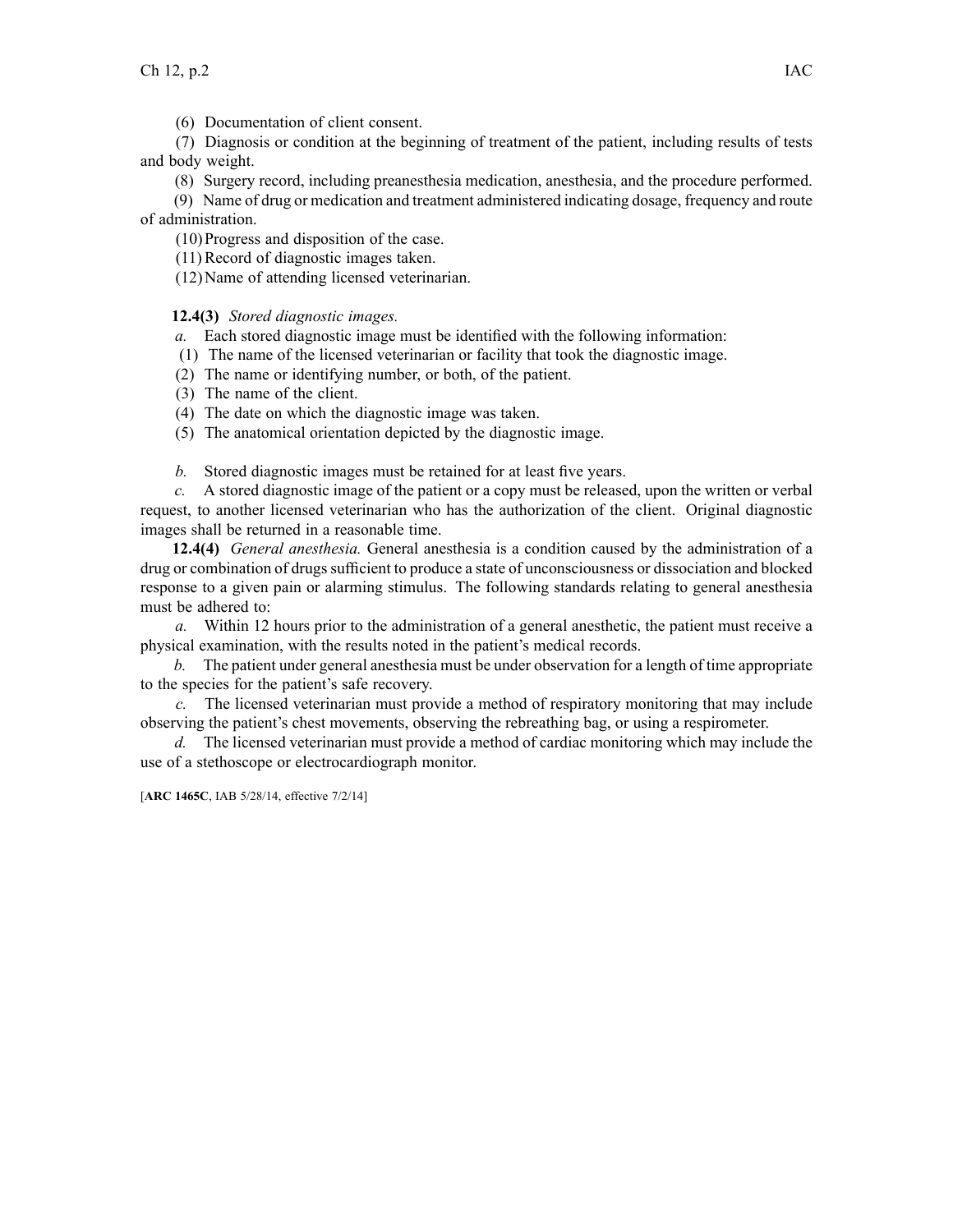(6) Documentation of client consent.

(7) Diagnosis or condition at the beginning of treatment of the patient, including results of tests and body weight.

(8) Surgery record, including preanesthesia medication, anesthesia, and the procedure performed.

(9) Name of drug or medication and treatment administered indicating dosage, frequency and route of administration.

(10) Progress and disposition of the case.

(11) Record of diagnostic images taken.

(12) Name of attending licensed veterinarian.

**12.4(3)** *Stored diagnostic images.*

*a.* Each stored diagnostic image must be identified with the following information:

(1) The name of the licensed veterinarian or facility that took the diagnostic image.

(2) The name or identifying number, or both, of the patient.

(3) The name of the client.

(4) The date on which the diagnostic image was taken.

(5) The anatomical orientation depicted by the diagnostic image.

*b.* Stored diagnostic images must be retained for at least five years.

*c.* A stored diagnostic image of the patient or a copy must be released, upon the written or verbal request, to another licensed veterinarian who has the authorization of the client. Original diagnostic images shall be returned in a reasonable time.

**12.4(4)** *General anesthesia.* General anesthesia is a condition caused by the administration of a drug or combination of drugs sufficient to produce a state of unconsciousness or dissociation and blocked response to a given pain or alarming stimulus. The following standards relating to general anesthesia must be adhered to:

*a.* Within 12 hours prior to the administration of a general anesthetic, the patient must receive a physical examination, with the results noted in the patient's medical records.

*b.* The patient under general anesthesia must be under observation for a length of time appropriate to the species for the patient's safe recovery.

*c.* The licensed veterinarian must provide a method of respiratory monitoring that may include observing the patient's chest movements, observing the rebreathing bag, or using a respirometer.

*d.* The licensed veterinarian must provide a method of cardiac monitoring which may include the use of a stethoscope or electrocardiograph monitor.

[**ARC 1465C**, IAB 5/28/14, effective 7/2/14]